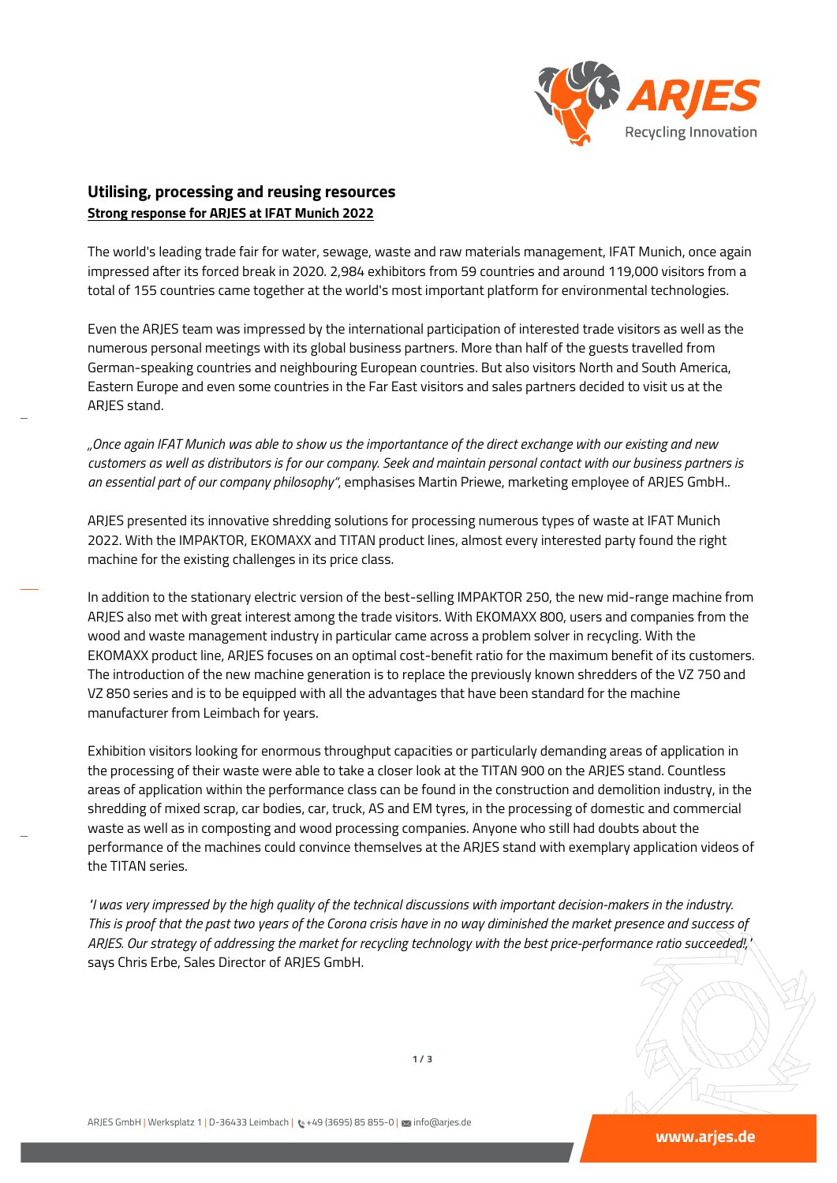## Utilising, processing and reusing resources

**Strong response for ARJES at IFAT Munich 2022**

The world's leading trade fair for water, sewage, waste and raw materials management, IFAT Munich, once again impressed after its forced break in 2020. 2,984 exhibitors from 59 countries and around 119,000 visitors from a total of 155 countries came together at the world's most important platform for environmental technologies.

Even the ARJES team was impressed by the international participation of interested trade visitors as well as the numerous personal meetings with its global business partners. More than half of the guests travelled from German-speaking countries and neighbouring European countries. But also visitors North and South America, Eastern Europe and even some countries in the Far East visitors and sales partners decided to visit us at the ARJES stand.

*„Once again IFAT Munich was able to show us the importantance of the direct exchange with our existing and new customers as well as distributors is for our company. Seek and maintain personal contact with our business partners is an essential part of our company philosophy"*, emphasises Martin Priewe, marketing employee of ARJES GmbH..

ARJES presented its innovative shredding solutions for processing numerous types of waste at IFAT Munich 2022. With the IMPAKTOR, EKOMAXX and TITAN product lines, almost every interested party found the right machine for the existing challenges in its price class.

In addition to the stationary electric version of the best-selling IMPAKTOR 250, the new mid-range machine from ARJES also met with great interest among the trade visitors. With EKOMAXX 800, users and companies from the wood and waste management industry in particular came across a problem solver in recycling. With the EKOMAXX product line, ARJES focuses on an optimal cost-benefit ratio for the maximum benefit of its customers. The introduction of the new machine generation is to replace the previously known shredders of the VZ 750 and VZ 850 series and is to be equipped with all the advantages that have been standard for the machine manufacturer from Leimbach for years.

Exhibition visitors looking for enormous throughput capacities or particularly demanding areas of application in the processing of their waste were able to take a closer look at the TITAN 900 on the ARJES stand. Countless areas of application within the performance class can be found in the construction and demolition industry, in the shredding of mixed scrap, car bodies, car, truck, AS and EM tyres, in the processing of domestic and commercial waste as well as in composting and wood processing companies. Anyone who still had doubts about the performance of the machines could convince themselves at the ARJES stand with exemplary application videos of the TITAN series.

*'I was very impressed by the high quality of the technical discussions with important decision-makers in the industry. This is proof that the past two years of the Corona crisis have in no way diminished the market presence and success of ARJES. Our strategy of addressing the market for recycling technology with the best price-performance ratio succeeded!,'* says Chris Erbe, Sales Director of ARJES GmbH.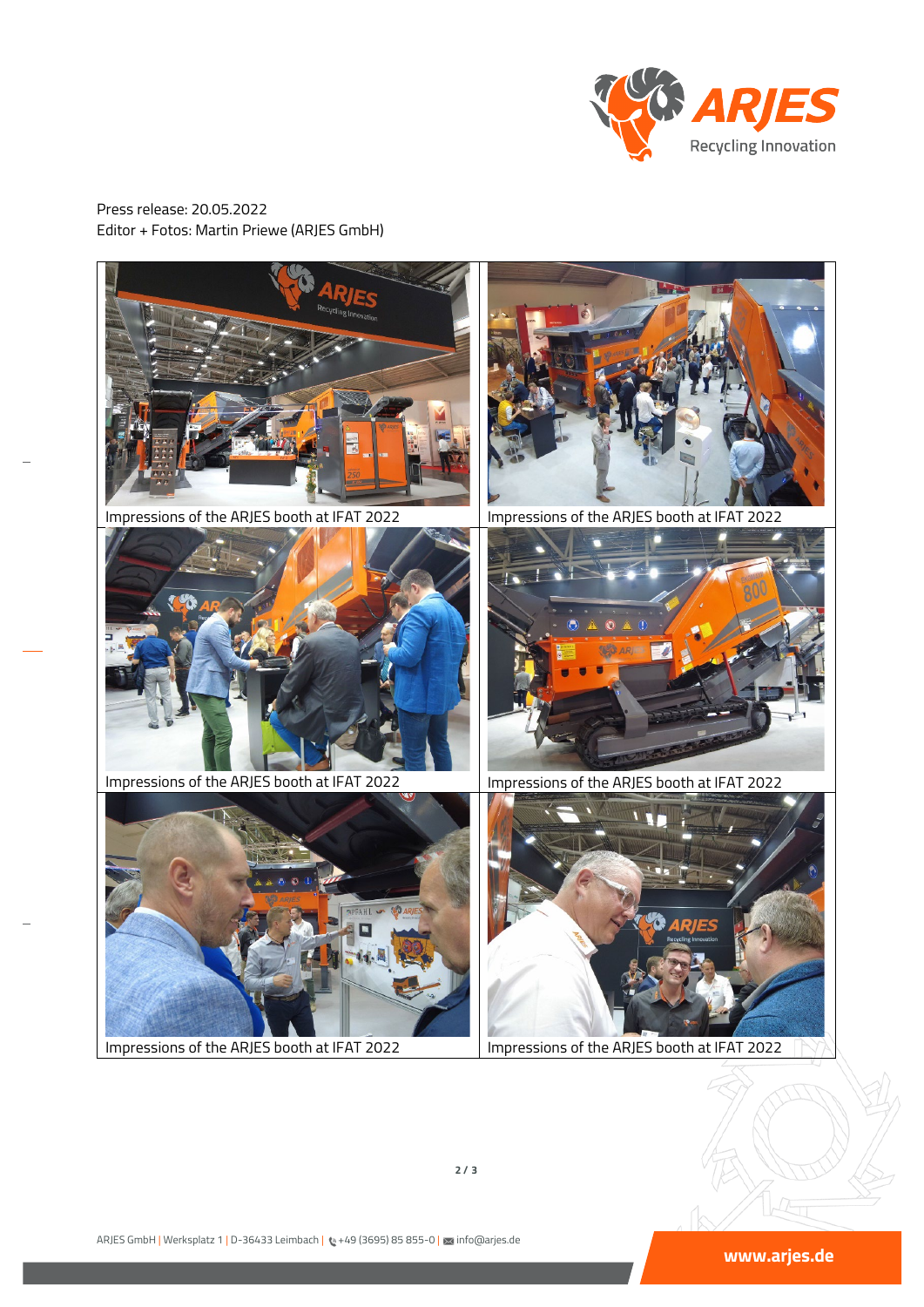Press release: 20.05.2022
Editor + Fotos: Martin Priewe (ARJES GmbH)

Impressions of the ARJES booth at IFAT 2022

Impressions of the ARJES booth at IFAT 2022

Impressions of the ARJES booth at IFAT 2022

Impressions of the ARJES booth at IFAT 2022

Impressions of the ARJES booth at IFAT 2022

Impressions of the ARJES booth at IFAT 2022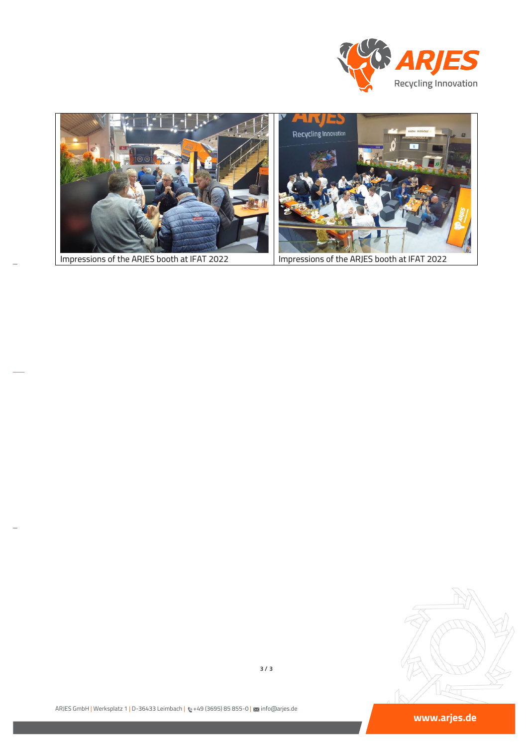| | |
|---|---|
| Impressions of the ARJES booth at IFAT 2022 | Impressions of the ARJES booth at IFAT 2022 |